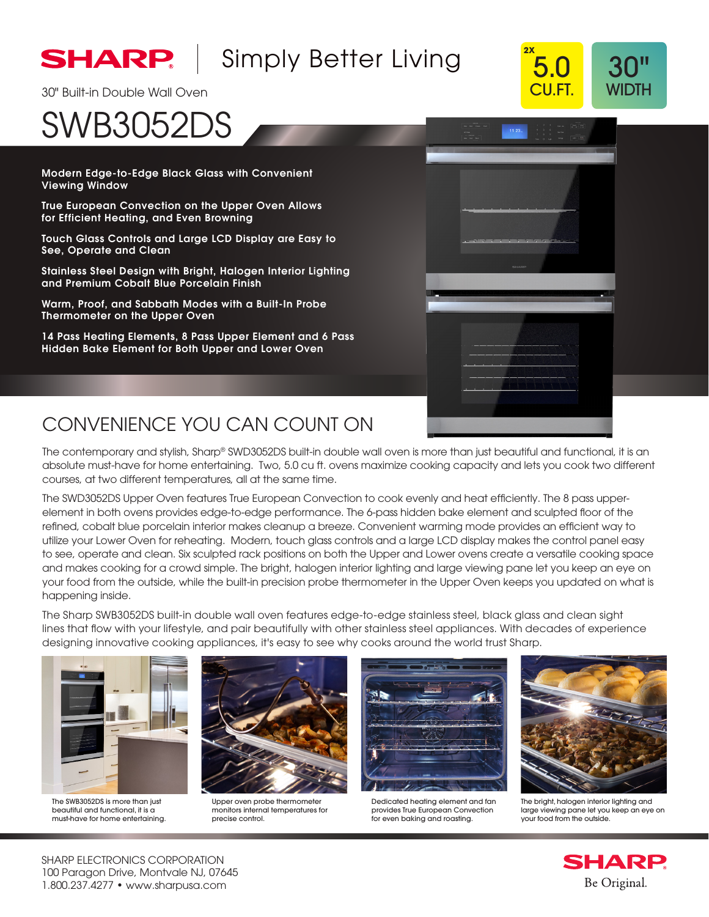# SHARP | Simply Better Living

30" Built-in Double Wall Oven

# SWB3052DS

2X 5.0 CU.FT.

30" WIDTH

**Modern Edge-to-Edge Black Glass with Convenient Viewing Window**

**True European Convection on the Upper Oven Allows for Efficient Heating, and Even Browning**

**Touch Glass Controls and Large LCD Display are Easy to See, Operate and Clean**

**Stainless Steel Design with Bright, Halogen Interior Lighting and Premium Cobalt Blue Porcelain Finish**

**Warm, Proof, and Sabbath Modes with a Built-In Probe Thermometer on the Upper Oven**

**14 Pass Heating Elements, 8 Pass Upper Element and 6 Pass Hidden Bake Element for Both Upper and Lower Oven**

## CONVENIENCE YOU CAN COUNT ON

The contemporary and stylish, Sharp® SWD3052DS built-in double wall oven is more than just beautiful and functional, it is an absolute must-have for home entertaining. Two, 5.0 cu ft. ovens maximize cooking capacity and lets you cook two different courses, at two different temperatures, all at the same time.

The SWD3052DS Upper Oven features True European Convection to cook evenly and heat efficiently. The 8 pass upper-element in both ovens provides edge-to-edge performance. The 6-pass hidden bake element and sculpted floor of the refined, cobalt blue porcelain interior makes cleanup a breeze. Convenient warming mode provides an efficient way to utilize your Lower Oven for reheating. Modern, touch glass controls and a large LCD display makes the control panel easy to see, operate and clean. Six sculpted rack positions on both the Upper and Lower ovens create a versatile cooking space and makes cooking for a crowd simple. The bright, halogen interior lighting and large viewing pane let you keep an eye on your food from the outside, while the built-in precision probe thermometer in the Upper Oven keeps you updated on what is happening inside.

The Sharp SWB3052DS built-in double wall oven features edge-to-edge stainless steel, black glass and clean sight lines that flow with your lifestyle, and pair beautifully with other stainless steel appliances. With decades of experience designing innovative cooking appliances, it's easy to see why cooks around the world trust Sharp.

The SWB3052DS is more than just beautiful and functional, it is a must-have for home entertaining.

Upper oven probe thermometer monitors internal temperatures for precise control.

Dedicated heating element and fan provides True European Convection for even baking and roasting.

The bright, halogen interior lighting and large viewing pane let you keep an eye on your food from the outside.

SHARP ELECTRONICS CORPORATION
100 Paragon Drive, Montvale NJ, 07645
1.800.237.4277 • www.sharpusa.com

SHARP
Be Original.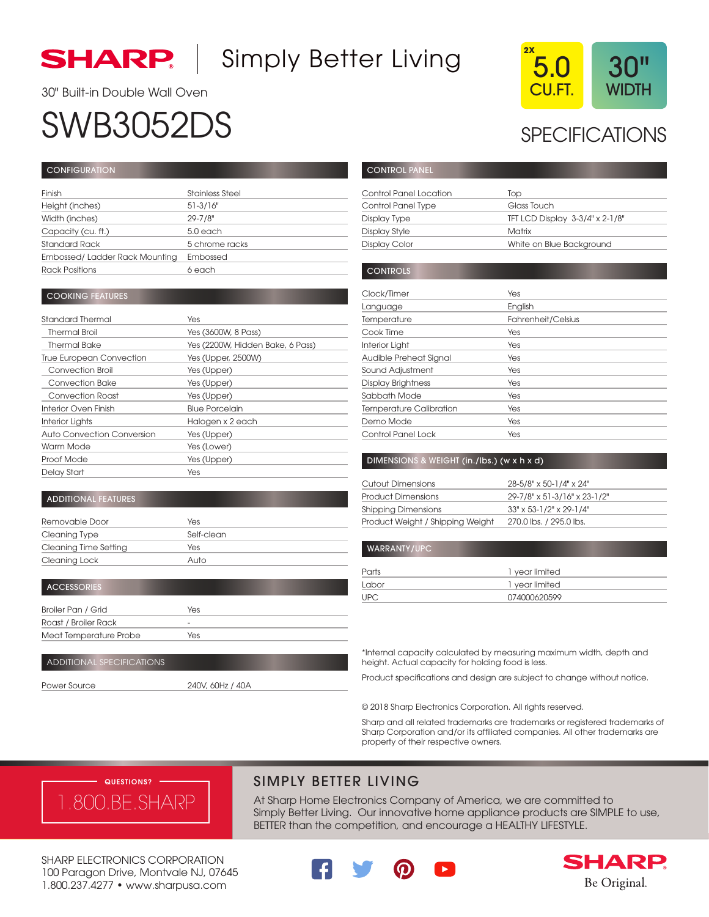# SHARP | Simply Better Living

30" Built-in Double Wall Oven

# SWB3052DS

2X 5.0 CU.FT. | 30" WIDTH

## SPECIFICATIONS

### CONFIGURATION

| | |
|---|---|
| Finish | Stainless Steel |
| Height (inches) | 51-3/16" |
| Width (inches) | 29-7/8" |
| Capacity (cu. ft.) | 5.0 each |
| Standard Rack | 5 chrome racks |
| Embossed/ Ladder Rack Mounting | Embossed |
| Rack Positions | 6 each |

### COOKING FEATURES

| | |
|---|---|
| Standard Thermal | Yes |
| Thermal Broil | Yes (3600W, 8 Pass) |
| Thermal Bake | Yes (2200W, Hidden Bake, 6 Pass) |
| True European Convection | Yes (Upper, 2500W) |
| Convection Broil | Yes (Upper) |
| Convection Bake | Yes (Upper) |
| Convection Roast | Yes (Upper) |
| Interior Oven Finish | Blue Porcelain |
| Interior Lights | Halogen x 2 each |
| Auto Convection Conversion | Yes (Upper) |
| Warm Mode | Yes (Lower) |
| Proof Mode | Yes (Upper) |
| Delay Start | Yes |

### ADDITIONAL FEATURES

| | |
|---|---|
| Removable Door | Yes |
| Cleaning Type | Self-clean |
| Cleaning Time Setting | Yes |
| Cleaning Lock | Auto |

### ACCESSORIES

| | |
|---|---|
| Broiler Pan / Grid | Yes |
| Roast / Broiler Rack | - |
| Meat Temperature Probe | Yes |

### ADDITIONAL SPECIFICATIONS

| | |
|---|---|
| Power Source | 240V, 60Hz / 40A |

### CONTROL PANEL

| | |
|---|---|
| Control Panel Location | Top |
| Control Panel Type | Glass Touch |
| Display Type | TFT LCD Display 3-3/4" x 2-1/8" |
| Display Style | Matrix |
| Display Color | White on Blue Background |

### CONTROLS

| | |
|---|---|
| Clock/Timer | Yes |
| Language | English |
| Temperature | Fahrenheit/Celsius |
| Cook Time | Yes |
| Interior Light | Yes |
| Audible Preheat Signal | Yes |
| Sound Adjustment | Yes |
| Display Brightness | Yes |
| Sabbath Mode | Yes |
| Temperature Calibration | Yes |
| Demo Mode | Yes |
| Control Panel Lock | Yes |

### DIMENSIONS & WEIGHT (in./lbs.) (w x h x d)

| | |
|---|---|
| Cutout Dimensions | 28-5/8" x 50-1/4" x 24" |
| Product Dimensions | 29-7/8" x 51-3/16" x 23-1/2" |
| Shipping Dimensions | 33" x 53-1/2" x 29-1/4" |
| Product Weight / Shipping Weight | 270.0 lbs. / 295.0 lbs. |

### WARRANTY/UPC

| | |
|---|---|
| Parts | 1 year limited |
| Labor | 1 year limited |
| UPC | 074000620599 |

*Internal capacity calculated by measuring maximum width, depth and height. Actual capacity for holding food is less.

Product specifications and design are subject to change without notice.

© 2018 Sharp Electronics Corporation. All rights reserved.

Sharp and all related trademarks are trademarks or registered trademarks of Sharp Corporation and/or its affiliated companies. All other trademarks are property of their respective owners.

QUESTIONS?
1.800.BE.SHARP

## SIMPLY BETTER LIVING

At Sharp Home Electronics Company of America, we are committed to Simply Better Living. Our innovative home appliance products are SIMPLE to use, BETTER than the competition, and encourage a HEALTHY LIFESTYLE.

SHARP ELECTRONICS CORPORATION
100 Paragon Drive, Montvale NJ, 07645
1.800.237.4277 • www.sharpusa.com

SHARP
Be Original.